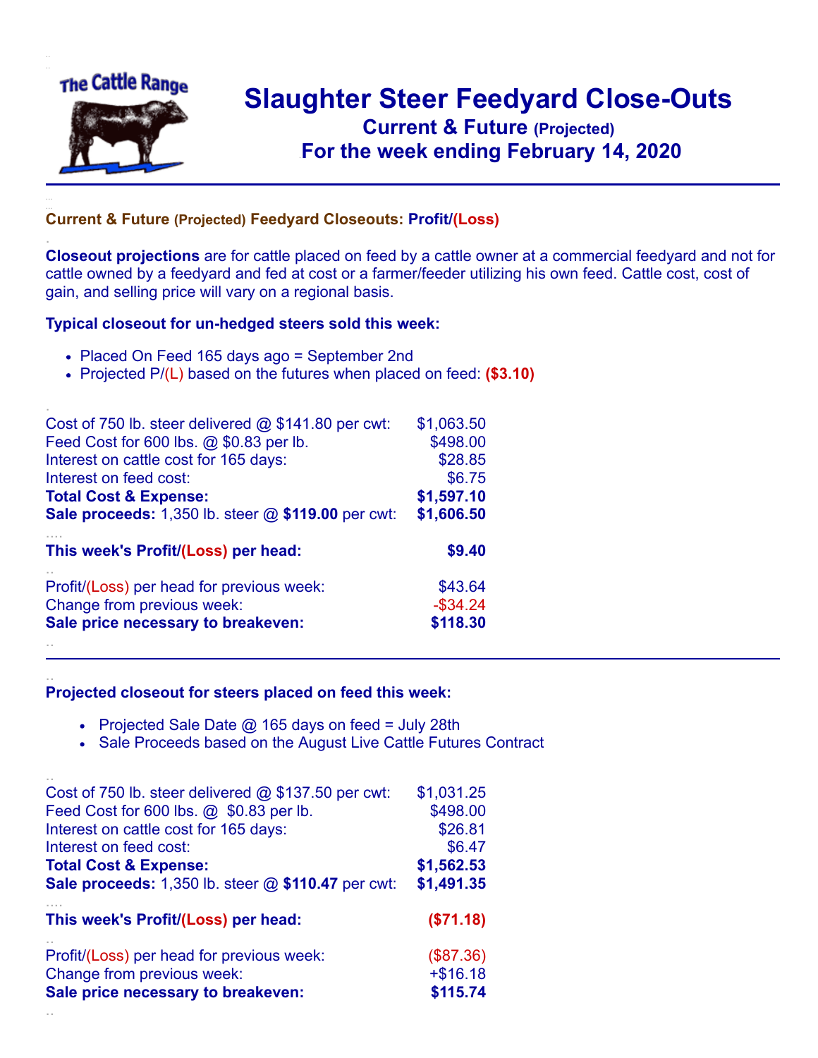# Slaughter Steer Feedyard Close-Outs

## Current & Future (Projected)

## For the week ending February 14, 2020

### Current & Future (Projected) Feedyard Closeouts: Profit/(Loss)

**Closeout projections** are for cattle placed on feed by a cattle owner at a commercial feedyard and not for cattle owned by a feedyard and fed at cost or a farmer/feeder utilizing his own feed. Cattle cost, cost of gain, and selling price will vary on a regional basis.

**Typical closeout for un-hedged steers sold this week:**

- Placed On Feed 165 days ago = September 2nd
- Projected P/(L) based on the futures when placed on feed: **($3.10)**

| | |
|---|---|
| Cost of 750 lb. steer delivered @ $141.80 per cwt: | $1,063.50 |
| Feed Cost for 600 lbs. @ $0.83 per lb. | $498.00 |
| Interest on cattle cost for 165 days: | $28.85 |
| Interest on feed cost: | $6.75 |
| **Total Cost & Expense:** | **$1,597.10** |
| **Sale proceeds:** 1,350 lb. steer @ **$119.00** per cwt: | **$1,606.50** |
| **This week's Profit/(Loss) per head:** | **$9.40** |
| Profit/(Loss) per head for previous week: | $43.64 |
| Change from previous week: | -$34.24 |
| **Sale price necessary to breakeven:** | **$118.30** |

**Projected closeout for steers placed on feed this week:**

- Projected Sale Date @ 165 days on feed = July 28th
- Sale Proceeds based on the August Live Cattle Futures Contract

| | |
|---|---|
| Cost of 750 lb. steer delivered @ $137.50 per cwt: | $1,031.25 |
| Feed Cost for 600 lbs. @ $0.83 per lb. | $498.00 |
| Interest on cattle cost for 165 days: | $26.81 |
| Interest on feed cost: | $6.47 |
| **Total Cost & Expense:** | **$1,562.53** |
| **Sale proceeds:** 1,350 lb. steer @ **$110.47** per cwt: | **$1,491.35** |
| **This week's Profit/(Loss) per head:** | **($71.18)** |
| Profit/(Loss) per head for previous week: | ($87.36) |
| Change from previous week: | +$16.18 |
| **Sale price necessary to breakeven:** | **$115.74** |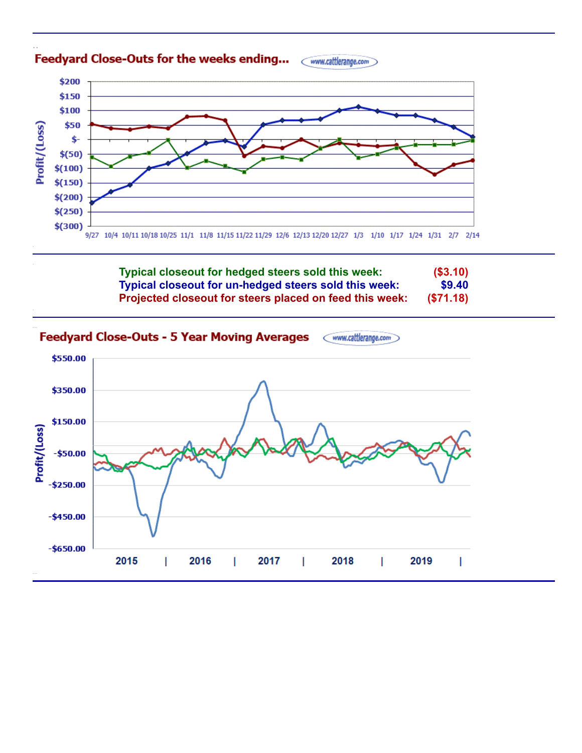## Feedyard Close-Outs for the weeks ending...

www.cattlerange.com

Profit/(Loss)

$200
$150
$100
$50
$-
$(50)
$(100)
$(150)
$(200)
$(250)
$(300)

9/27 10/4 10/11 10/18 10/25 11/1 11/8 11/15 11/22 11/29 12/6 12/13 12/20 12/27 1/3 1/10 1/17 1/24 1/31 2/7 2/14

| | |
|---|---|
| Typical closeout for hedged steers sold this week: | ($3.10) |
| Typical closeout for un-hedged steers sold this week: | $9.40 |
| Projected closeout for steers placed on feed this week: | ($71.18) |

## Feedyard Close-Outs - 5 Year Moving Averages

www.cattlerange.com

Profit/(Loss)

$550.00
$350.00
$150.00
-$50.00
-$250.00
-$450.00
-$650.00

2015 | 2016 | 2017 | 2018 | 2019 |